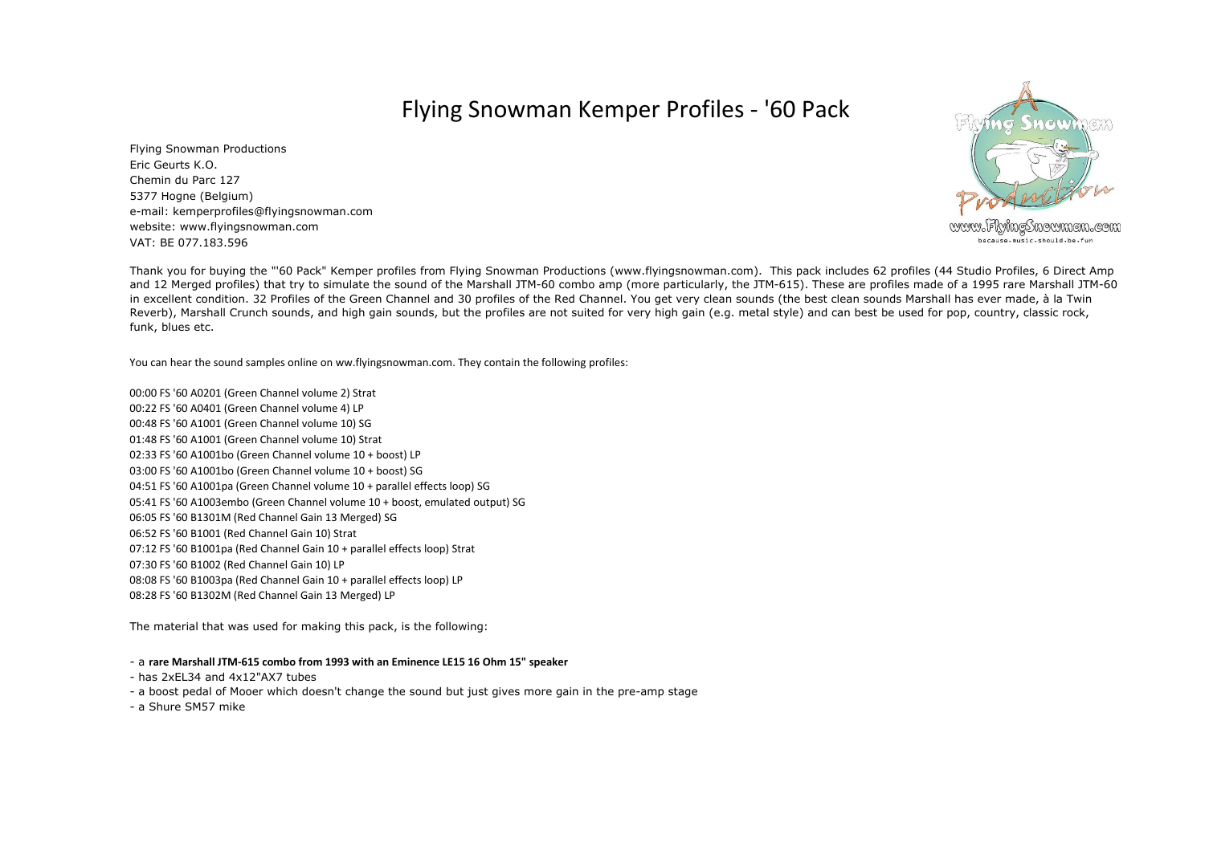# Flying Snowman Kemper Profiles - '60 Pack

Flying Snowman Productions
Eric Geurts K.O.
Chemin du Parc 127
5377 Hogne (Belgium)
e-mail: kemperprofiles@flyingsnowman.com
website: www.flyingsnowman.com
VAT: BE 077.183.596

www.FlyingSnowman.com
because.music.should.be.fun

Thank you for buying the "'60 Pack" Kemper profiles from Flying Snowman Productions (www.flyingsnowman.com). This pack includes 62 profiles (44 Studio Profiles, 6 Direct Amp and 12 Merged profiles) that try to simulate the sound of the Marshall JTM-60 combo amp (more particularly, the JTM-615). These are profiles made of a 1995 rare Marshall JTM-60 in excellent condition. 32 Profiles of the Green Channel and 30 profiles of the Red Channel. You get very clean sounds (the best clean sounds Marshall has ever made, à la Twin Reverb), Marshall Crunch sounds, and high gain sounds, but the profiles are not suited for very high gain (e.g. metal style) and can best be used for pop, country, classic rock, funk, blues etc.

You can hear the sound samples online on ww.flyingsnowman.com. They contain the following profiles:

00:00 FS '60 A0201 (Green Channel volume 2) Strat
00:22 FS '60 A0401 (Green Channel volume 4) LP
00:48 FS '60 A1001 (Green Channel volume 10) SG
01:48 FS '60 A1001 (Green Channel volume 10) Strat
02:33 FS '60 A1001bo (Green Channel volume 10 + boost) LP
03:00 FS '60 A1001bo (Green Channel volume 10 + boost) SG
04:51 FS '60 A1001pa (Green Channel volume 10 + parallel effects loop) SG
05:41 FS '60 A1003embo (Green Channel volume 10 + boost, emulated output) SG
06:05 FS '60 B1301M (Red Channel Gain 13 Merged) SG
06:52 FS '60 B1001 (Red Channel Gain 10) Strat
07:12 FS '60 B1001pa (Red Channel Gain 10 + parallel effects loop) Strat
07:30 FS '60 B1002 (Red Channel Gain 10) LP
08:08 FS '60 B1003pa (Red Channel Gain 10 + parallel effects loop) LP
08:28 FS '60 B1302M (Red Channel Gain 13 Merged) LP

The material that was used for making this pack, is the following:

- a **rare Marshall JTM-615 combo from 1993 with an Eminence LE15 16 Ohm 15" speaker**
- has 2xEL34 and 4x12"AX7 tubes
- a boost pedal of Mooer which doesn't change the sound but just gives more gain in the pre-amp stage
- a Shure SM57 mike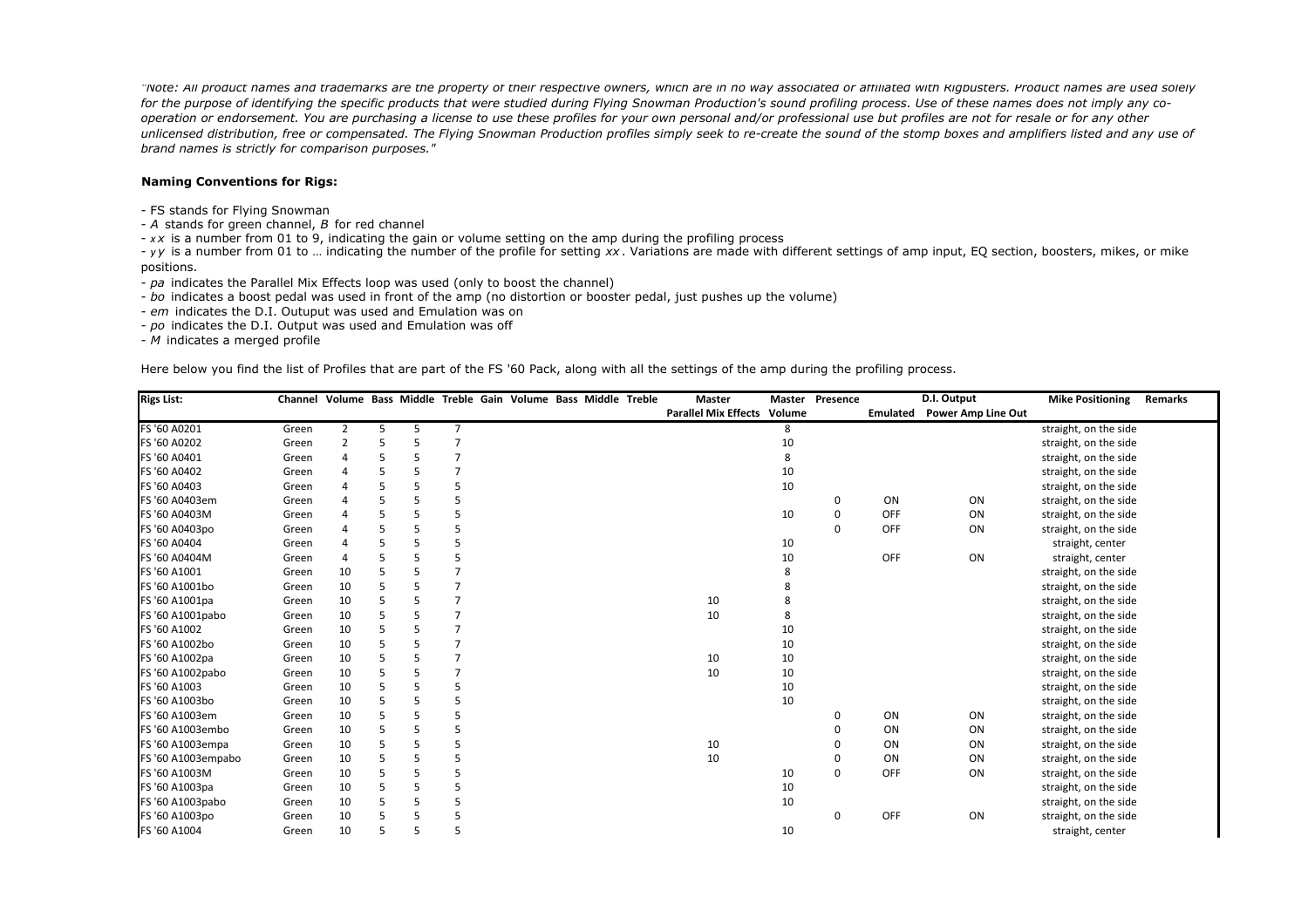*"Note: All product names and trademarks are the property of their respective owners, which are in no way associated or affiliated with Rigbusters. Product names are used solely for the purpose of identifying the specific products that were studied during Flying Snowman Production's sound profiling process. Use of these names does not imply any co-operation or endorsement. You are purchasing a license to use these profiles for your own personal and/or professional use but profiles are not for resale or for any other unlicensed distribution, free or compensated. The Flying Snowman Production profiles simply seek to re-create the sound of the stomp boxes and amplifiers listed and any use of brand names is strictly for comparison purposes."*

**Naming Conventions for Rigs:**

- FS stands for Flying Snowman
- *A* stands for green channel, *B* for red channel
- *xx* is a number from 01 to 9, indicating the gain or volume setting on the amp during the profiling process
- *yy* is a number from 01 to … indicating the number of the profile for setting *xx*. Variations are made with different settings of amp input, EQ section, boosters, mikes, or mike positions.
- *pa* indicates the Parallel Mix Effects loop was used (only to boost the channel)
- *bo* indicates a boost pedal was used in front of the amp (no distortion or booster pedal, just pushes up the volume)
- *em* indicates the D.I. Outuput was used and Emulation was on
- *po* indicates the D.I. Output was used and Emulation was off
- *M* indicates a merged profile

Here below you find the list of Profiles that are part of the FS '60 Pack, along with all the settings of the amp during the profiling process.

| Rigs List: | Channel | Volume | Bass | Middle | Treble | Gain | Volume | Bass | Middle | Treble | Master | Master | Presence | D.I. Output | | Mike Positioning | Remarks |
|---|---|---|---|---|---|---|---|---|---|---|---|---|---|---|---|---|---|
| | | | | | | | | | | | Parallel Mix Effects | Volume | | Emulated | Power Amp Line Out | | |
| FS '60 A0201 | Green | 2 | 5 | 5 | 7 | | | | | | | 8 | | | | straight, on the side | |
| FS '60 A0202 | Green | 2 | 5 | 5 | 7 | | | | | | | 10 | | | | straight, on the side | |
| FS '60 A0401 | Green | 4 | 5 | 5 | 7 | | | | | | | 8 | | | | straight, on the side | |
| FS '60 A0402 | Green | 4 | 5 | 5 | 7 | | | | | | | 10 | | | | straight, on the side | |
| FS '60 A0403 | Green | 4 | 5 | 5 | 5 | | | | | | | 10 | | | | straight, on the side | |
| FS '60 A0403em | Green | 4 | 5 | 5 | 5 | | | | | | | | 0 | ON | ON | straight, on the side | |
| FS '60 A0403M | Green | 4 | 5 | 5 | 5 | | | | | | | 10 | 0 | OFF | ON | straight, on the side | |
| FS '60 A0403po | Green | 4 | 5 | 5 | 5 | | | | | | | | 0 | OFF | ON | straight, on the side | |
| FS '60 A0404 | Green | 4 | 5 | 5 | 5 | | | | | | | 10 | | | | straight, center | |
| FS '60 A0404M | Green | 4 | 5 | 5 | 5 | | | | | | | 10 | | OFF | ON | straight, center | |
| FS '60 A1001 | Green | 10 | 5 | 5 | 7 | | | | | | | 8 | | | | straight, on the side | |
| FS '60 A1001bo | Green | 10 | 5 | 5 | 7 | | | | | | | 8 | | | | straight, on the side | |
| FS '60 A1001pa | Green | 10 | 5 | 5 | 7 | | | | | | 10 | 8 | | | | straight, on the side | |
| FS '60 A1001pabo | Green | 10 | 5 | 5 | 7 | | | | | | 10 | 8 | | | | straight, on the side | |
| FS '60 A1002 | Green | 10 | 5 | 5 | 7 | | | | | | | 10 | | | | straight, on the side | |
| FS '60 A1002bo | Green | 10 | 5 | 5 | 7 | | | | | | | 10 | | | | straight, on the side | |
| FS '60 A1002pa | Green | 10 | 5 | 5 | 7 | | | | | | 10 | 10 | | | | straight, on the side | |
| FS '60 A1002pabo | Green | 10 | 5 | 5 | 7 | | | | | | 10 | 10 | | | | straight, on the side | |
| FS '60 A1003 | Green | 10 | 5 | 5 | 5 | | | | | | | 10 | | | | straight, on the side | |
| FS '60 A1003bo | Green | 10 | 5 | 5 | 5 | | | | | | | 10 | | | | straight, on the side | |
| FS '60 A1003em | Green | 10 | 5 | 5 | 5 | | | | | | | | 0 | ON | ON | straight, on the side | |
| FS '60 A1003embo | Green | 10 | 5 | 5 | 5 | | | | | | | | 0 | ON | ON | straight, on the side | |
| FS '60 A1003empa | Green | 10 | 5 | 5 | 5 | | | | | | 10 | | 0 | ON | ON | straight, on the side | |
| FS '60 A1003empabo | Green | 10 | 5 | 5 | 5 | | | | | | 10 | | 0 | ON | ON | straight, on the side | |
| FS '60 A1003M | Green | 10 | 5 | 5 | 5 | | | | | | | 10 | 0 | OFF | ON | straight, on the side | |
| FS '60 A1003pa | Green | 10 | 5 | 5 | 5 | | | | | | | 10 | | | | straight, on the side | |
| FS '60 A1003pabo | Green | 10 | 5 | 5 | 5 | | | | | | | 10 | | | | straight, on the side | |
| FS '60 A1003po | Green | 10 | 5 | 5 | 5 | | | | | | | | 0 | OFF | ON | straight, on the side | |
| FS '60 A1004 | Green | 10 | 5 | 5 | 5 | | | | | | | 10 | | | | straight, center | |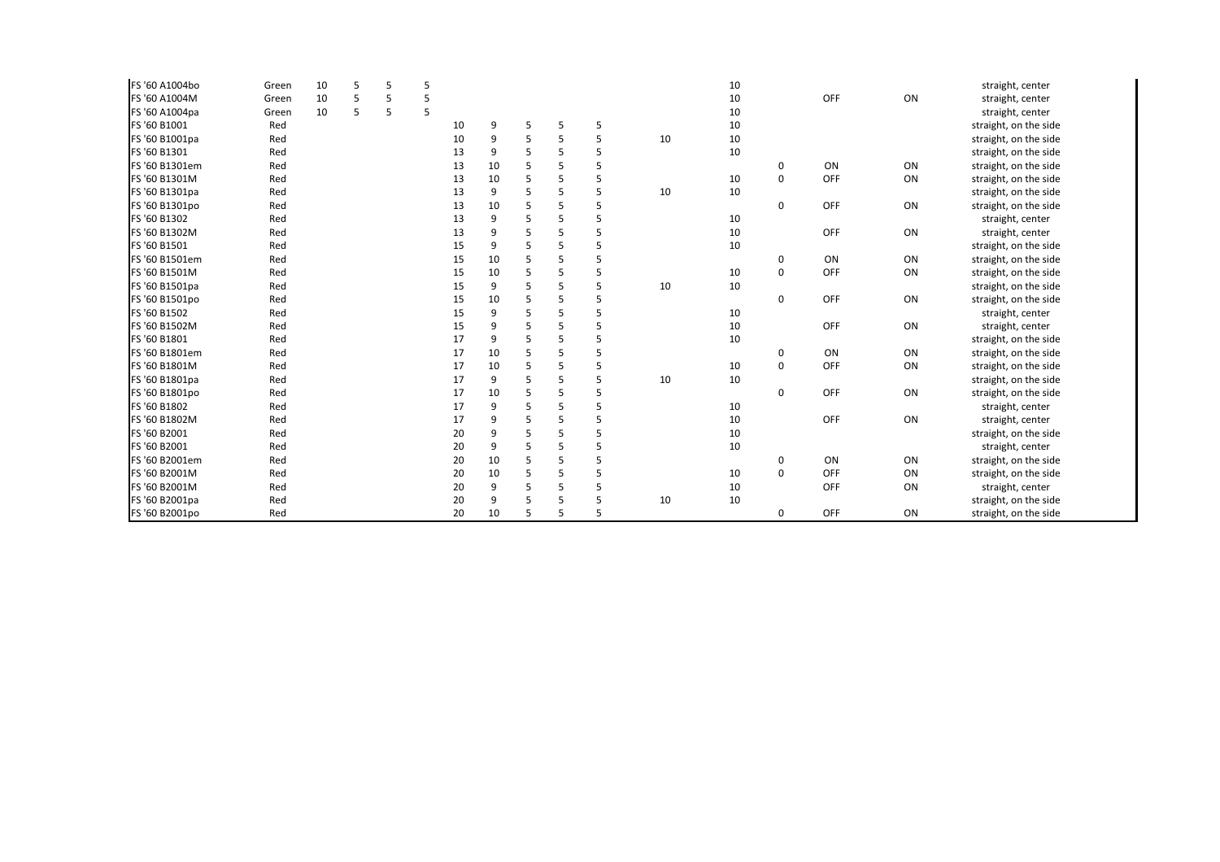| | | | | | | | | | | | | | | | | |
|---|---|---|---|---|---|---|---|---|---|---|---|---|---|---|---|---|
| FS '60 A1004bo | Green | 10 | 5 | 5 | 5 | | | | | | | 10 | | | | straight, center |
| FS '60 A1004M | Green | 10 | 5 | 5 | 5 | | | | | | | 10 | | OFF | ON | straight, center |
| FS '60 A1004pa | Green | 10 | 5 | 5 | 5 | | | | | | | 10 | | | | straight, center |
| FS '60 B1001 | Red | | | | | 10 | 9 | 5 | 5 | 5 | | 10 | | | | straight, on the side |
| FS '60 B1001pa | Red | | | | | 10 | 9 | 5 | 5 | 5 | 10 | 10 | | | | straight, on the side |
| FS '60 B1301 | Red | | | | | 13 | 9 | 5 | 5 | 5 | | 10 | | | | straight, on the side |
| FS '60 B1301em | Red | | | | | 13 | 10 | 5 | 5 | 5 | | | 0 | ON | ON | straight, on the side |
| FS '60 B1301M | Red | | | | | 13 | 10 | 5 | 5 | 5 | | 10 | 0 | OFF | ON | straight, on the side |
| FS '60 B1301pa | Red | | | | | 13 | 9 | 5 | 5 | 5 | 10 | 10 | | | | straight, on the side |
| FS '60 B1301po | Red | | | | | 13 | 10 | 5 | 5 | 5 | | | 0 | OFF | ON | straight, on the side |
| FS '60 B1302 | Red | | | | | 13 | 9 | 5 | 5 | 5 | | 10 | | | | straight, center |
| FS '60 B1302M | Red | | | | | 13 | 9 | 5 | 5 | 5 | | 10 | | OFF | ON | straight, center |
| FS '60 B1501 | Red | | | | | 15 | 9 | 5 | 5 | 5 | | 10 | | | | straight, on the side |
| FS '60 B1501em | Red | | | | | 15 | 10 | 5 | 5 | 5 | | | 0 | ON | ON | straight, on the side |
| FS '60 B1501M | Red | | | | | 15 | 10 | 5 | 5 | 5 | | 10 | 0 | OFF | ON | straight, on the side |
| FS '60 B1501pa | Red | | | | | 15 | 9 | 5 | 5 | 5 | 10 | 10 | | | | straight, on the side |
| FS '60 B1501po | Red | | | | | 15 | 10 | 5 | 5 | 5 | | | 0 | OFF | ON | straight, on the side |
| FS '60 B1502 | Red | | | | | 15 | 9 | 5 | 5 | 5 | | 10 | | | | straight, center |
| FS '60 B1502M | Red | | | | | 15 | 9 | 5 | 5 | 5 | | 10 | | OFF | ON | straight, center |
| FS '60 B1801 | Red | | | | | 17 | 9 | 5 | 5 | 5 | | 10 | | | | straight, on the side |
| FS '60 B1801em | Red | | | | | 17 | 10 | 5 | 5 | 5 | | | 0 | ON | ON | straight, on the side |
| FS '60 B1801M | Red | | | | | 17 | 10 | 5 | 5 | 5 | | 10 | 0 | OFF | ON | straight, on the side |
| FS '60 B1801pa | Red | | | | | 17 | 9 | 5 | 5 | 5 | 10 | 10 | | | | straight, on the side |
| FS '60 B1801po | Red | | | | | 17 | 10 | 5 | 5 | 5 | | | 0 | OFF | ON | straight, on the side |
| FS '60 B1802 | Red | | | | | 17 | 9 | 5 | 5 | 5 | | 10 | | | | straight, center |
| FS '60 B1802M | Red | | | | | 17 | 9 | 5 | 5 | 5 | | 10 | | OFF | ON | straight, center |
| FS '60 B2001 | Red | | | | | 20 | 9 | 5 | 5 | 5 | | 10 | | | | straight, on the side |
| FS '60 B2001 | Red | | | | | 20 | 9 | 5 | 5 | 5 | | 10 | | | | straight, center |
| FS '60 B2001em | Red | | | | | 20 | 10 | 5 | 5 | 5 | | | 0 | ON | ON | straight, on the side |
| FS '60 B2001M | Red | | | | | 20 | 10 | 5 | 5 | 5 | | 10 | 0 | OFF | ON | straight, on the side |
| FS '60 B2001M | Red | | | | | 20 | 9 | 5 | 5 | 5 | | 10 | | OFF | ON | straight, center |
| FS '60 B2001pa | Red | | | | | 20 | 9 | 5 | 5 | 5 | 10 | 10 | | | | straight, on the side |
| FS '60 B2001po | Red | | | | | 20 | 10 | 5 | 5 | 5 | | | 0 | OFF | ON | straight, on the side |